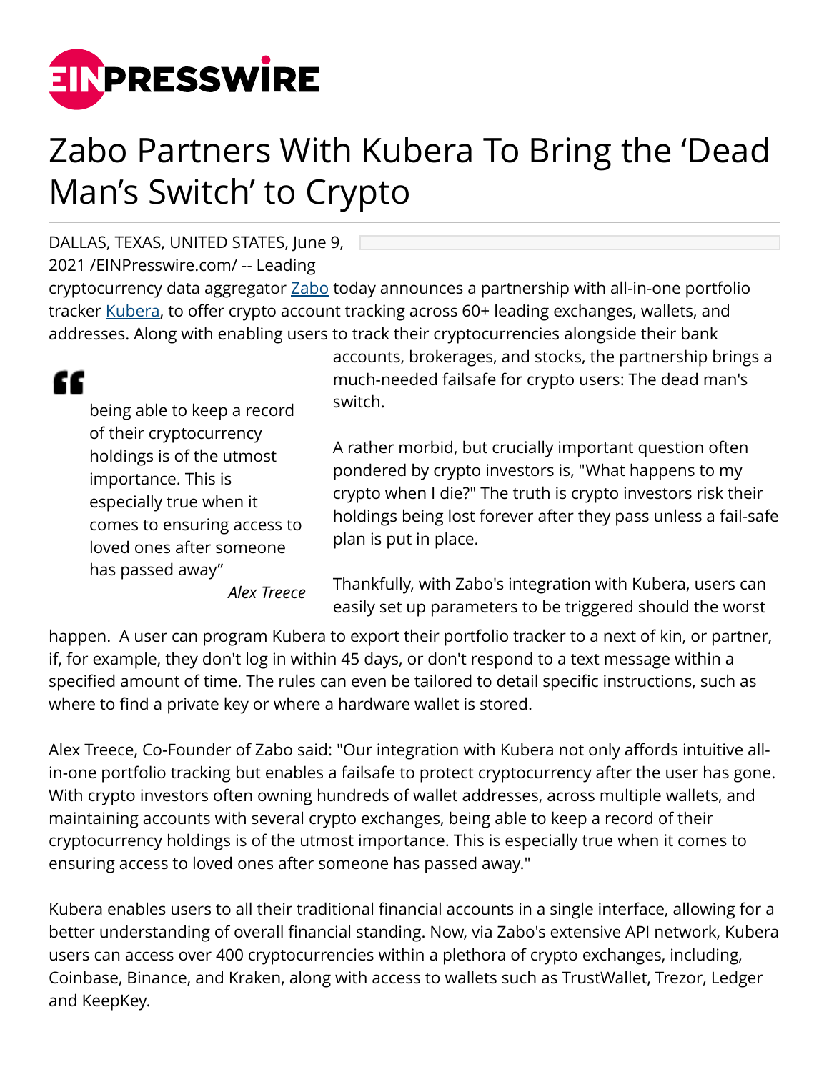# Zabo Partners With Kubera To Bring the 'Dead Man's Switch' to Crypto

DALLAS, TEXAS, UNITED STATES, June 9, 2021 /EINPresswire.com/ -- Leading cryptocurrency data aggregator Zabo today announces a partnership with all-in-one portfolio tracker Kubera, to offer crypto account tracking across 60+ leading exchanges, wallets, and addresses. Along with enabling users to track their cryptocurrencies alongside their bank accounts, brokerages, and stocks, the partnership brings a much-needed failsafe for crypto users: The dead man's switch.

> being able to keep a record of their cryptocurrency holdings is of the utmost importance. This is especially true when it comes to ensuring access to loved ones after someone has passed away"
>
> *Alex Treece*

A rather morbid, but crucially important question often pondered by crypto investors is, "What happens to my crypto when I die?" The truth is crypto investors risk their holdings being lost forever after they pass unless a fail-safe plan is put in place.

Thankfully, with Zabo's integration with Kubera, users can easily set up parameters to be triggered should the worst happen. A user can program Kubera to export their portfolio tracker to a next of kin, or partner, if, for example, they don't log in within 45 days, or don't respond to a text message within a specified amount of time. The rules can even be tailored to detail specific instructions, such as where to find a private key or where a hardware wallet is stored.

Alex Treece, Co-Founder of Zabo said: "Our integration with Kubera not only affords intuitive all-in-one portfolio tracking but enables a failsafe to protect cryptocurrency after the user has gone. With crypto investors often owning hundreds of wallet addresses, across multiple wallets, and maintaining accounts with several crypto exchanges, being able to keep a record of their cryptocurrency holdings is of the utmost importance. This is especially true when it comes to ensuring access to loved ones after someone has passed away."

Kubera enables users to all their traditional financial accounts in a single interface, allowing for a better understanding of overall financial standing. Now, via Zabo's extensive API network, Kubera users can access over 400 cryptocurrencies within a plethora of crypto exchanges, including, Coinbase, Binance, and Kraken, along with access to wallets such as TrustWallet, Trezor, Ledger and KeepKey.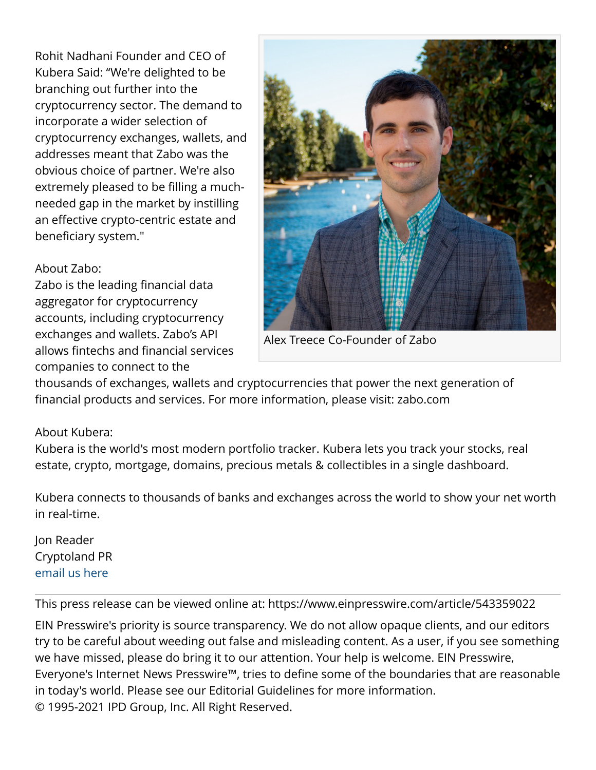Rohit Nadhani Founder and CEO of Kubera Said: “We're delighted to be branching out further into the cryptocurrency sector. The demand to incorporate a wider selection of cryptocurrency exchanges, wallets, and addresses meant that Zabo was the obvious choice of partner. We're also extremely pleased to be filling a much-needed gap in the market by instilling an effective crypto-centric estate and beneficiary system."

Alex Treece Co-Founder of Zabo

About Zabo:
Zabo is the leading financial data aggregator for cryptocurrency accounts, including cryptocurrency exchanges and wallets. Zabo’s API allows fintechs and financial services companies to connect to the thousands of exchanges, wallets and cryptocurrencies that power the next generation of financial products and services. For more information, please visit: zabo.com

About Kubera:
Kubera is the world's most modern portfolio tracker. Kubera lets you track your stocks, real estate, crypto, mortgage, domains, precious metals & collectibles in a single dashboard.

Kubera connects to thousands of banks and exchanges across the world to show your net worth in real-time.

Jon Reader
Cryptoland PR
email us here

---

This press release can be viewed online at: https://www.einpresswire.com/article/543359022

EIN Presswire's priority is source transparency. We do not allow opaque clients, and our editors try to be careful about weeding out false and misleading content. As a user, if you see something we have missed, please do bring it to our attention. Your help is welcome. EIN Presswire, Everyone's Internet News Presswire™, tries to define some of the boundaries that are reasonable in today's world. Please see our Editorial Guidelines for more information.
© 1995-2021 IPD Group, Inc. All Right Reserved.